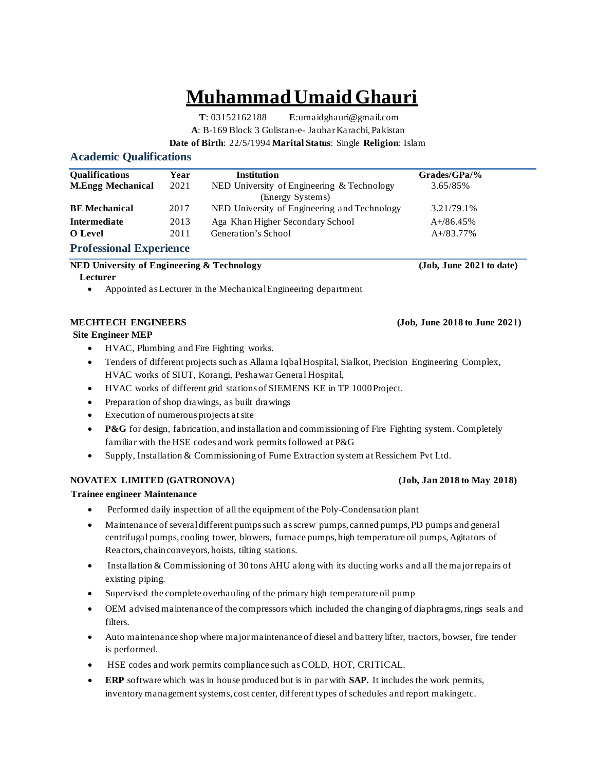# Muhammad Umaid Ghauri

**T**: 03152162188 **E**:umaidghauri@gmail.com
**A**: B-169 Block 3 Gulistan-e- Jauhar Karachi, Pakistan
**Date of Birth**: 22/5/1994 **Marital Status**: Single **Religion**: Islam

## Academic Qualifications

| Qualifications | Year | Institution | Grades/GPa/% |
|---|---|---|---|
| **M.Engg Mechanical** | 2021 | NED University of Engineering & Technology (Energy Systems) | 3.65/85% |
| **BE Mechanical** | 2017 | NED University of Engineering and Technology | 3.21/79.1% |
| **Intermediate** | 2013 | Aga Khan Higher Secondary School | A+/86.45% |
| **O Level** | 2011 | Generation's School | A+/83.77% |

## Professional Experience

**NED University of Engineering & Technology** **(Job, June 2021 to date)**

**Lecturer**

- Appointed as Lecturer in the Mechanical Engineering department

**MECHTECH ENGINEERS** **(Job, June 2018 to June 2021)**

**Site Engineer MEP**

- HVAC, Plumbing and Fire Fighting works.
- Tenders of different projects such as Allama Iqbal Hospital, Sialkot, Precision Engineering Complex, HVAC works of SIUT, Korangi, Peshawar General Hospital,
- HVAC works of different grid stations of SIEMENS KE in TP 1000 Project.
- Preparation of shop drawings, as built drawings
- Execution of numerous projects at site
- **P&G** for design, fabrication, and installation and commissioning of Fire Fighting system. Completely familiar with the HSE codes and work permits followed at P&G
- Supply, Installation & Commissioning of Fume Extraction system at Ressichem Pvt Ltd.

**NOVATEX LIMITED (GATRONOVA)** **(Job, Jan 2018 to May 2018)**

**Trainee engineer Maintenance**

- Performed daily inspection of all the equipment of the Poly-Condensation plant
- Maintenance of several different pumps such as screw pumps, canned pumps, PD pumps and general centrifugal pumps, cooling tower, blowers, furnace pumps, high temperature oil pumps, Agitators of Reactors, chain conveyors, hoists, tilting stations.
- Installation & Commissioning of 30 tons AHU along with its ducting works and all the major repairs of existing piping.
- Supervised the complete overhauling of the primary high temperature oil pump
- OEM advised maintenance of the compressors which included the changing of diaphragms, rings seals and filters.
- Auto maintenance shop where major maintenance of diesel and battery lifter, tractors, bowser, fire tender is performed.
- HSE codes and work permits compliance such as COLD, HOT, CRITICAL.
- **ERP** software which was in house produced but is in par with **SAP.** It includes the work permits, inventory management systems, cost center, different types of schedules and report makingetc.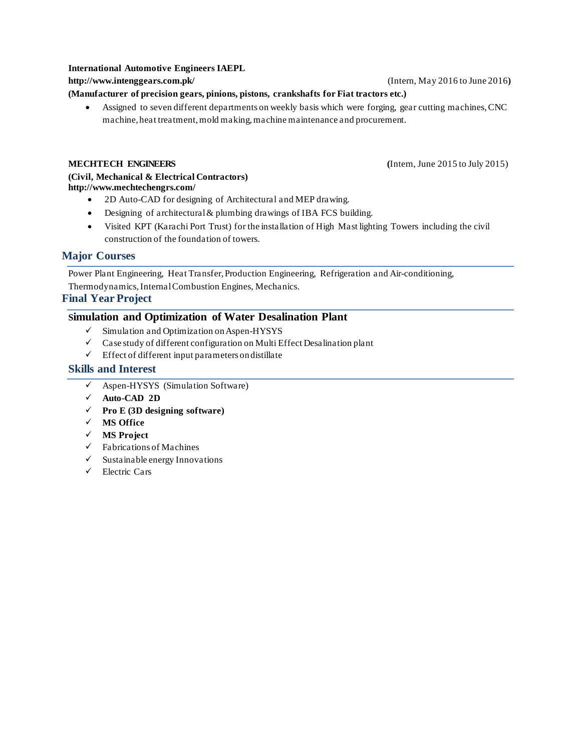**International Automotive Engineers IAEPL**
**http://www.intenggears.com.pk/** (Intern, May 2016 to June 2016)
**(Manufacturer of precision gears, pinions, pistons, crankshafts for Fiat tractors etc.)**

- Assigned to seven different departments on weekly basis which were forging, gear cutting machines, CNC machine, heat treatment, mold making, machine maintenance and procurement.

**MECHTECH ENGINEERS** (Intern, June 2015 to July 2015)
**(Civil, Mechanical & Electrical Contractors)**
**http://www.mechtechengrs.com/**

- 2D Auto-CAD for designing of Architectural and MEP drawing.
- Designing of architectural & plumbing drawings of IBA FCS building.
- Visited KPT (Karachi Port Trust) for the installation of High Mast lighting Towers including the civil construction of the foundation of towers.

## Major Courses

Power Plant Engineering, Heat Transfer, Production Engineering, Refrigeration and Air-conditioning, Thermodynamics, Internal Combustion Engines, Mechanics.

## Final Year Project

### Simulation and Optimization of Water Desalination Plant

- ✓ Simulation and Optimization on Aspen-HYSYS
- ✓ Case study of different configuration on Multi Effect Desalination plant
- ✓ Effect of different input parameters on distillate

## Skills and Interest

- ✓ Aspen-HYSYS (Simulation Software)
- ✓ **Auto-CAD 2D**
- ✓ **Pro E (3D designing software)**
- ✓ **MS Office**
- ✓ **MS Project**
- ✓ Fabrications of Machines
- ✓ Sustainable energy Innovations
- ✓ Electric Cars